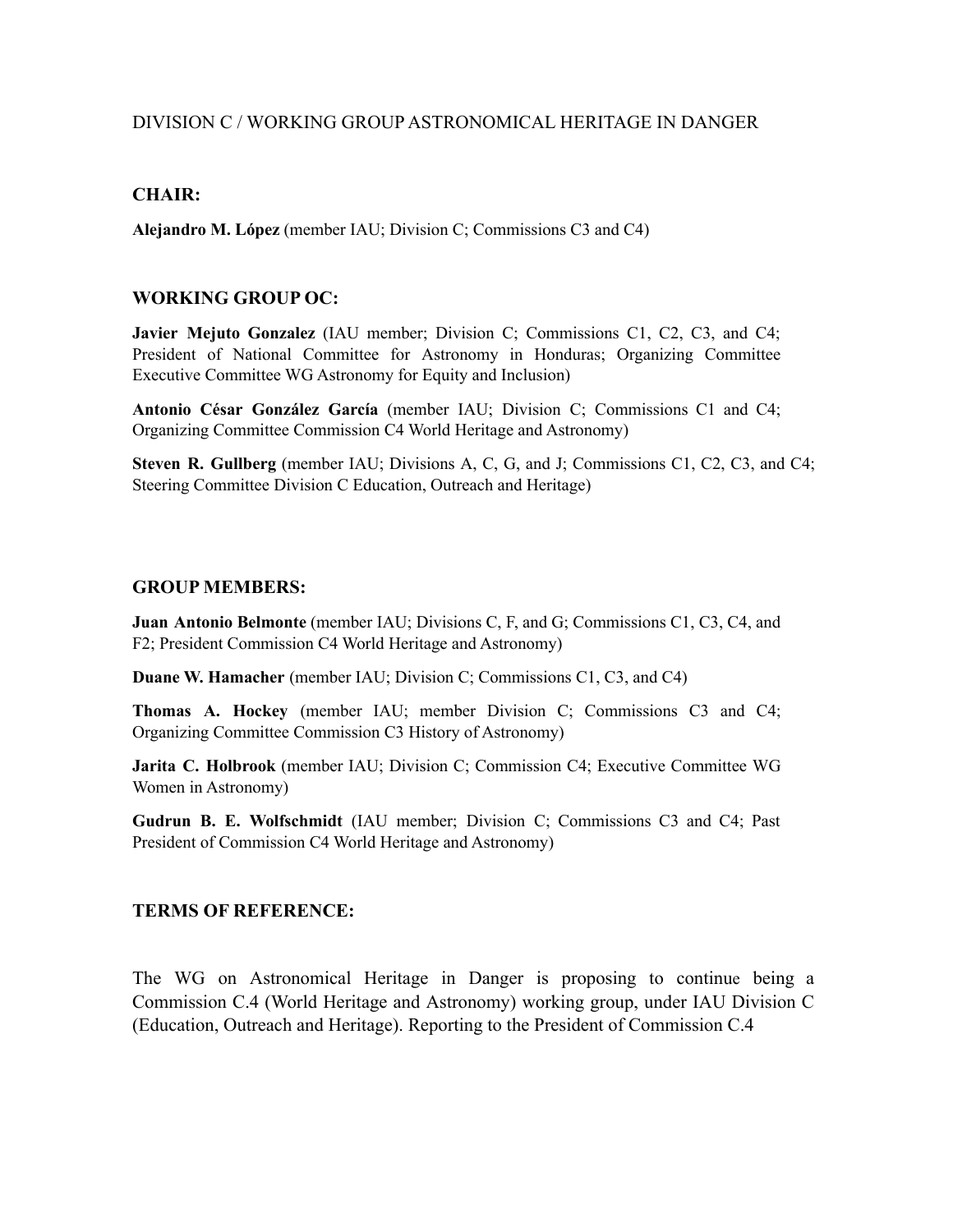DIVISION C / WORKING GROUP ASTRONOMICAL HERITAGE IN DANGER

## CHAIR:

**Alejandro M. López** (member IAU; Division C; Commissions C3 and C4)

## WORKING GROUP OC:

**Javier Mejuto Gonzalez** (IAU member; Division C; Commissions C1, C2, C3, and C4; President of National Committee for Astronomy in Honduras; Organizing Committee Executive Committee WG Astronomy for Equity and Inclusion)

**Antonio César González García** (member IAU; Division C; Commissions C1 and C4; Organizing Committee Commission C4 World Heritage and Astronomy)

**Steven R. Gullberg** (member IAU; Divisions A, C, G, and J; Commissions C1, C2, C3, and C4; Steering Committee Division C Education, Outreach and Heritage)

## GROUP MEMBERS:

**Juan Antonio Belmonte** (member IAU; Divisions C, F, and G; Commissions C1, C3, C4, and F2; President Commission C4 World Heritage and Astronomy)

**Duane W. Hamacher** (member IAU; Division C; Commissions C1, C3, and C4)

**Thomas A. Hockey** (member IAU; member Division C; Commissions C3 and C4; Organizing Committee Commission C3 History of Astronomy)

**Jarita C. Holbrook** (member IAU; Division C; Commission C4; Executive Committee WG Women in Astronomy)

**Gudrun B. E. Wolfschmidt** (IAU member; Division C; Commissions C3 and C4; Past President of Commission C4 World Heritage and Astronomy)

## TERMS OF REFERENCE:

The WG on Astronomical Heritage in Danger is proposing to continue being a Commission C.4 (World Heritage and Astronomy) working group, under IAU Division C (Education, Outreach and Heritage). Reporting to the President of Commission C.4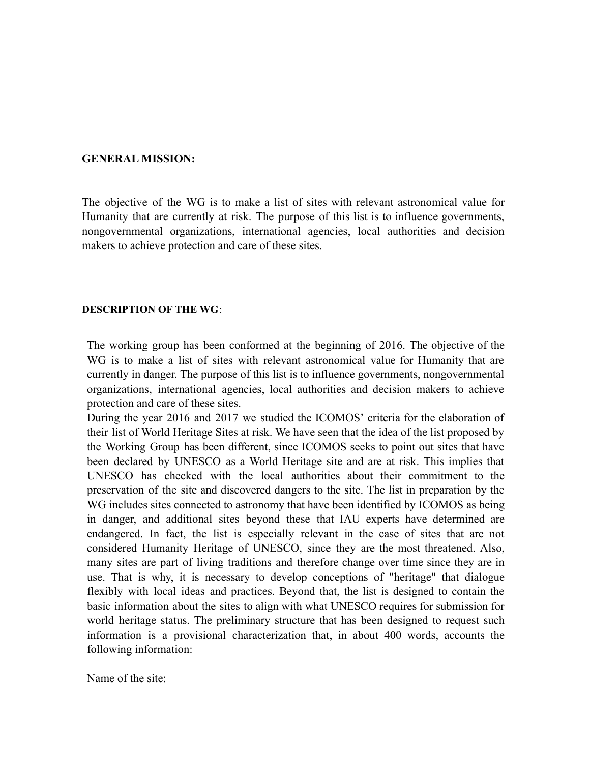**GENERAL MISSION:**

The objective of the WG is to make a list of sites with relevant astronomical value for Humanity that are currently at risk. The purpose of this list is to influence governments, nongovernmental organizations, international agencies, local authorities and decision makers to achieve protection and care of these sites.

**DESCRIPTION OF THE WG**:

The working group has been conformed at the beginning of 2016. The objective of the WG is to make a list of sites with relevant astronomical value for Humanity that are currently in danger. The purpose of this list is to influence governments, nongovernmental organizations, international agencies, local authorities and decision makers to achieve protection and care of these sites.
During the year 2016 and 2017 we studied the ICOMOS' criteria for the elaboration of their list of World Heritage Sites at risk. We have seen that the idea of the list proposed by the Working Group has been different, since ICOMOS seeks to point out sites that have been declared by UNESCO as a World Heritage site and are at risk. This implies that UNESCO has checked with the local authorities about their commitment to the preservation of the site and discovered dangers to the site. The list in preparation by the WG includes sites connected to astronomy that have been identified by ICOMOS as being in danger, and additional sites beyond these that IAU experts have determined are endangered. In fact, the list is especially relevant in the case of sites that are not considered Humanity Heritage of UNESCO, since they are the most threatened. Also, many sites are part of living traditions and therefore change over time since they are in use. That is why, it is necessary to develop conceptions of "heritage" that dialogue flexibly with local ideas and practices. Beyond that, the list is designed to contain the basic information about the sites to align with what UNESCO requires for submission for world heritage status. The preliminary structure that has been designed to request such information is a provisional characterization that, in about 400 words, accounts the following information:

Name of the site: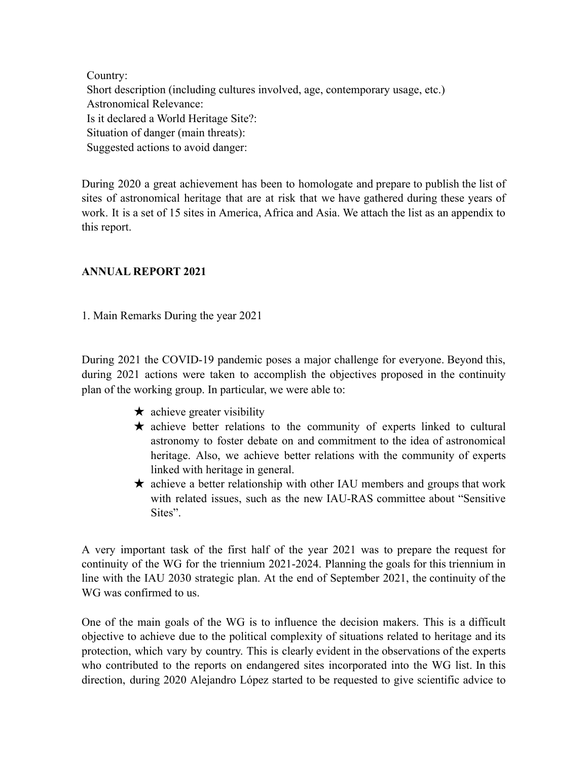Country:
Short description (including cultures involved, age, contemporary usage, etc.)
Astronomical Relevance:
Is it declared a World Heritage Site?:
Situation of danger (main threats):
Suggested actions to avoid danger:

During 2020 a great achievement has been to homologate and prepare to publish the list of sites of astronomical heritage that are at risk that we have gathered during these years of work. It is a set of 15 sites in America, Africa and Asia. We attach the list as an appendix to this report.

## ANNUAL REPORT 2021

1. Main Remarks During the year 2021

During 2021 the COVID-19 pandemic poses a major challenge for everyone. Beyond this, during 2021 actions were taken to accomplish the objectives proposed in the continuity plan of the working group. In particular, we were able to:

- ★ achieve greater visibility
- ★ achieve better relations to the community of experts linked to cultural astronomy to foster debate on and commitment to the idea of astronomical heritage. Also, we achieve better relations with the community of experts linked with heritage in general.
- ★ achieve a better relationship with other IAU members and groups that work with related issues, such as the new IAU-RAS committee about "Sensitive Sites".

A very important task of the first half of the year 2021 was to prepare the request for continuity of the WG for the triennium 2021-2024. Planning the goals for this triennium in line with the IAU 2030 strategic plan. At the end of September 2021, the continuity of the WG was confirmed to us.

One of the main goals of the WG is to influence the decision makers. This is a difficult objective to achieve due to the political complexity of situations related to heritage and its protection, which vary by country. This is clearly evident in the observations of the experts who contributed to the reports on endangered sites incorporated into the WG list. In this direction, during 2020 Alejandro López started to be requested to give scientific advice to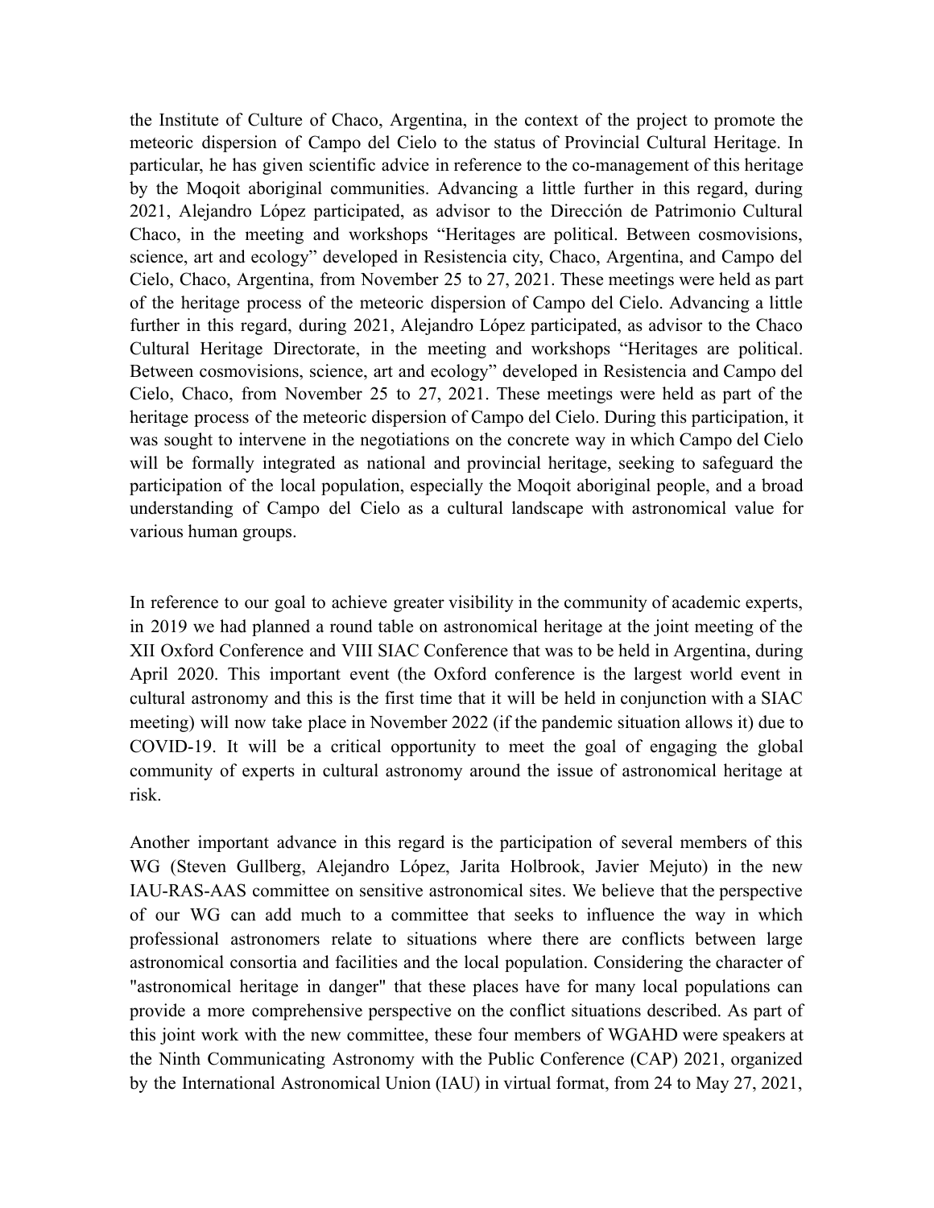the Institute of Culture of Chaco, Argentina, in the context of the project to promote the meteoric dispersion of Campo del Cielo to the status of Provincial Cultural Heritage. In particular, he has given scientific advice in reference to the co-management of this heritage by the Moqoit aboriginal communities. Advancing a little further in this regard, during 2021, Alejandro López participated, as advisor to the Dirección de Patrimonio Cultural Chaco, in the meeting and workshops "Heritages are political. Between cosmovisions, science, art and ecology" developed in Resistencia city, Chaco, Argentina, and Campo del Cielo, Chaco, Argentina, from November 25 to 27, 2021. These meetings were held as part of the heritage process of the meteoric dispersion of Campo del Cielo. Advancing a little further in this regard, during 2021, Alejandro López participated, as advisor to the Chaco Cultural Heritage Directorate, in the meeting and workshops "Heritages are political. Between cosmovisions, science, art and ecology" developed in Resistencia and Campo del Cielo, Chaco, from November 25 to 27, 2021. These meetings were held as part of the heritage process of the meteoric dispersion of Campo del Cielo. During this participation, it was sought to intervene in the negotiations on the concrete way in which Campo del Cielo will be formally integrated as national and provincial heritage, seeking to safeguard the participation of the local population, especially the Moqoit aboriginal people, and a broad understanding of Campo del Cielo as a cultural landscape with astronomical value for various human groups.

In reference to our goal to achieve greater visibility in the community of academic experts, in 2019 we had planned a round table on astronomical heritage at the joint meeting of the XII Oxford Conference and VIII SIAC Conference that was to be held in Argentina, during April 2020. This important event (the Oxford conference is the largest world event in cultural astronomy and this is the first time that it will be held in conjunction with a SIAC meeting) will now take place in November 2022 (if the pandemic situation allows it) due to COVID-19. It will be a critical opportunity to meet the goal of engaging the global community of experts in cultural astronomy around the issue of astronomical heritage at risk.

Another important advance in this regard is the participation of several members of this WG (Steven Gullberg, Alejandro López, Jarita Holbrook, Javier Mejuto) in the new IAU-RAS-AAS committee on sensitive astronomical sites. We believe that the perspective of our WG can add much to a committee that seeks to influence the way in which professional astronomers relate to situations where there are conflicts between large astronomical consortia and facilities and the local population. Considering the character of "astronomical heritage in danger" that these places have for many local populations can provide a more comprehensive perspective on the conflict situations described. As part of this joint work with the new committee, these four members of WGAHD were speakers at the Ninth Communicating Astronomy with the Public Conference (CAP) 2021, organized by the International Astronomical Union (IAU) in virtual format, from 24 to May 27, 2021,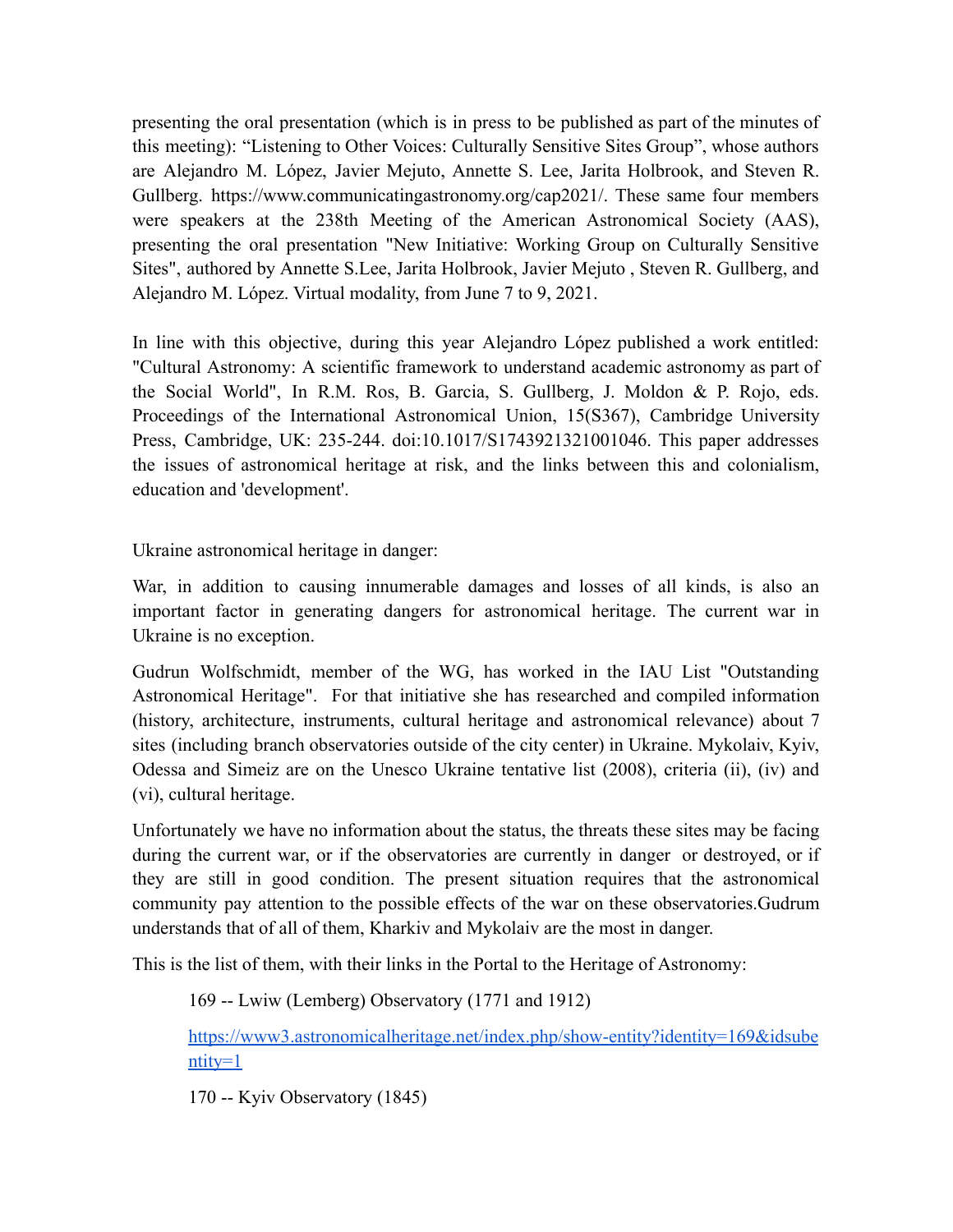presenting the oral presentation (which is in press to be published as part of the minutes of this meeting): “Listening to Other Voices: Culturally Sensitive Sites Group”, whose authors are Alejandro M. López, Javier Mejuto, Annette S. Lee, Jarita Holbrook, and Steven R. Gullberg. https://www.communicatingastronomy.org/cap2021/. These same four members were speakers at the 238th Meeting of the American Astronomical Society (AAS), presenting the oral presentation "New Initiative: Working Group on Culturally Sensitive Sites", authored by Annette S.Lee, Jarita Holbrook, Javier Mejuto , Steven R. Gullberg, and Alejandro M. López. Virtual modality, from June 7 to 9, 2021.

In line with this objective, during this year Alejandro López published a work entitled: "Cultural Astronomy: A scientific framework to understand academic astronomy as part of the Social World", In R.M. Ros, B. Garcia, S. Gullberg, J. Moldon & P. Rojo, eds. Proceedings of the International Astronomical Union, 15(S367), Cambridge University Press, Cambridge, UK: 235-244. doi:10.1017/S1743921321001046. This paper addresses the issues of astronomical heritage at risk, and the links between this and colonialism, education and 'development'.

Ukraine astronomical heritage in danger:

War, in addition to causing innumerable damages and losses of all kinds, is also an important factor in generating dangers for astronomical heritage. The current war in Ukraine is no exception.

Gudrun Wolfschmidt, member of the WG, has worked in the IAU List "Outstanding Astronomical Heritage". For that initiative she has researched and compiled information (history, architecture, instruments, cultural heritage and astronomical relevance) about 7 sites (including branch observatories outside of the city center) in Ukraine. Mykolaiv, Kyiv, Odessa and Simeiz are on the Unesco Ukraine tentative list (2008), criteria (ii), (iv) and (vi), cultural heritage.

Unfortunately we have no information about the status, the threats these sites may be facing during the current war, or if the observatories are currently in danger or destroyed, or if they are still in good condition. The present situation requires that the astronomical community pay attention to the possible effects of the war on these observatories.Gudrum understands that of all of them, Kharkiv and Mykolaiv are the most in danger.

This is the list of them, with their links in the Portal to the Heritage of Astronomy:

169 -- Lwiw (Lemberg) Observatory (1771 and 1912)

https://www3.astronomicalheritage.net/index.php/show-entity?identity=169&idsubentity=1

170 -- Kyiv Observatory (1845)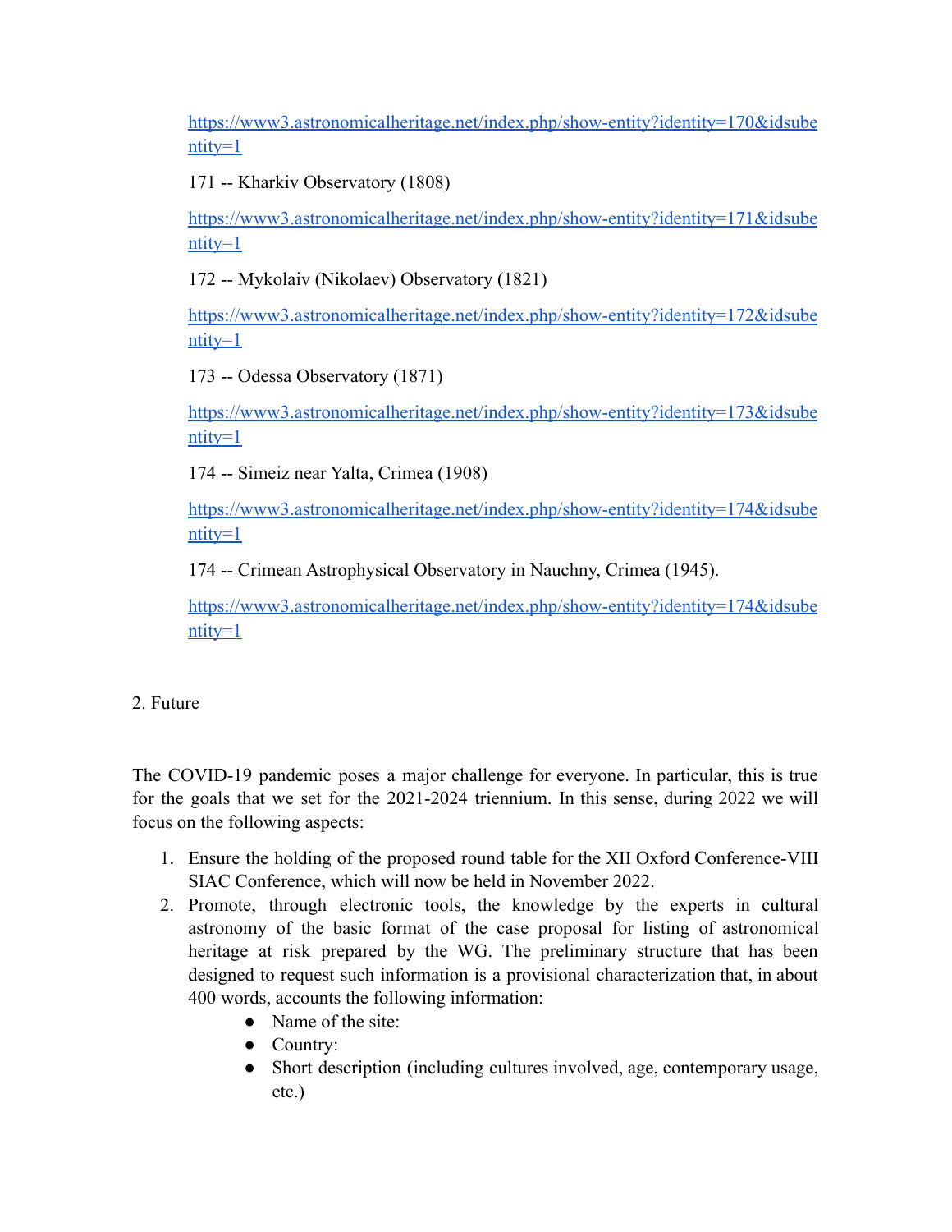https://www3.astronomicalheritage.net/index.php/show-entity?identity=170&idsubentity=1

171 -- Kharkiv Observatory (1808)

https://www3.astronomicalheritage.net/index.php/show-entity?identity=171&idsubentity=1

172 -- Mykolaiv (Nikolaev) Observatory (1821)

https://www3.astronomicalheritage.net/index.php/show-entity?identity=172&idsubentity=1

173 -- Odessa Observatory (1871)

https://www3.astronomicalheritage.net/index.php/show-entity?identity=173&idsubentity=1

174 -- Simeiz near Yalta, Crimea (1908)

https://www3.astronomicalheritage.net/index.php/show-entity?identity=174&idsubentity=1

174 -- Crimean Astrophysical Observatory in Nauchny, Crimea (1945).

https://www3.astronomicalheritage.net/index.php/show-entity?identity=174&idsubentity=1

2. Future

The COVID-19 pandemic poses a major challenge for everyone. In particular, this is true for the goals that we set for the 2021-2024 triennium. In this sense, during 2022 we will focus on the following aspects:

1. Ensure the holding of the proposed round table for the XII Oxford Conference-VIII SIAC Conference, which will now be held in November 2022.
2. Promote, through electronic tools, the knowledge by the experts in cultural astronomy of the basic format of the case proposal for listing of astronomical heritage at risk prepared by the WG. The preliminary structure that has been designed to request such information is a provisional characterization that, in about 400 words, accounts the following information:
    - Name of the site:
    - Country:
    - Short description (including cultures involved, age, contemporary usage, etc.)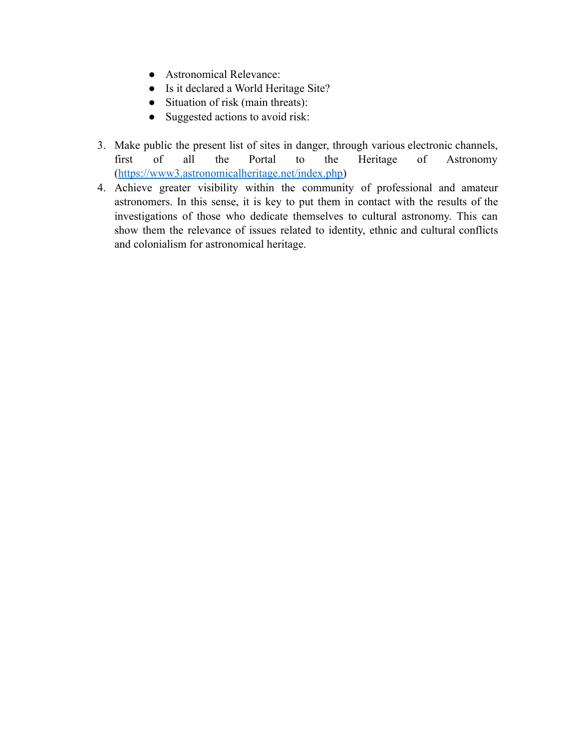- Astronomical Relevance:
- Is it declared a World Heritage Site?
- Situation of risk (main threats):
- Suggested actions to avoid risk:

3. Make public the present list of sites in danger, through various electronic channels, first of all the Portal to the Heritage of Astronomy ([https://www3.astronomicalheritage.net/index.php](https://www3.astronomicalheritage.net/index.php))
4. Achieve greater visibility within the community of professional and amateur astronomers. In this sense, it is key to put them in contact with the results of the investigations of those who dedicate themselves to cultural astronomy. This can show them the relevance of issues related to identity, ethnic and cultural conflicts and colonialism for astronomical heritage.